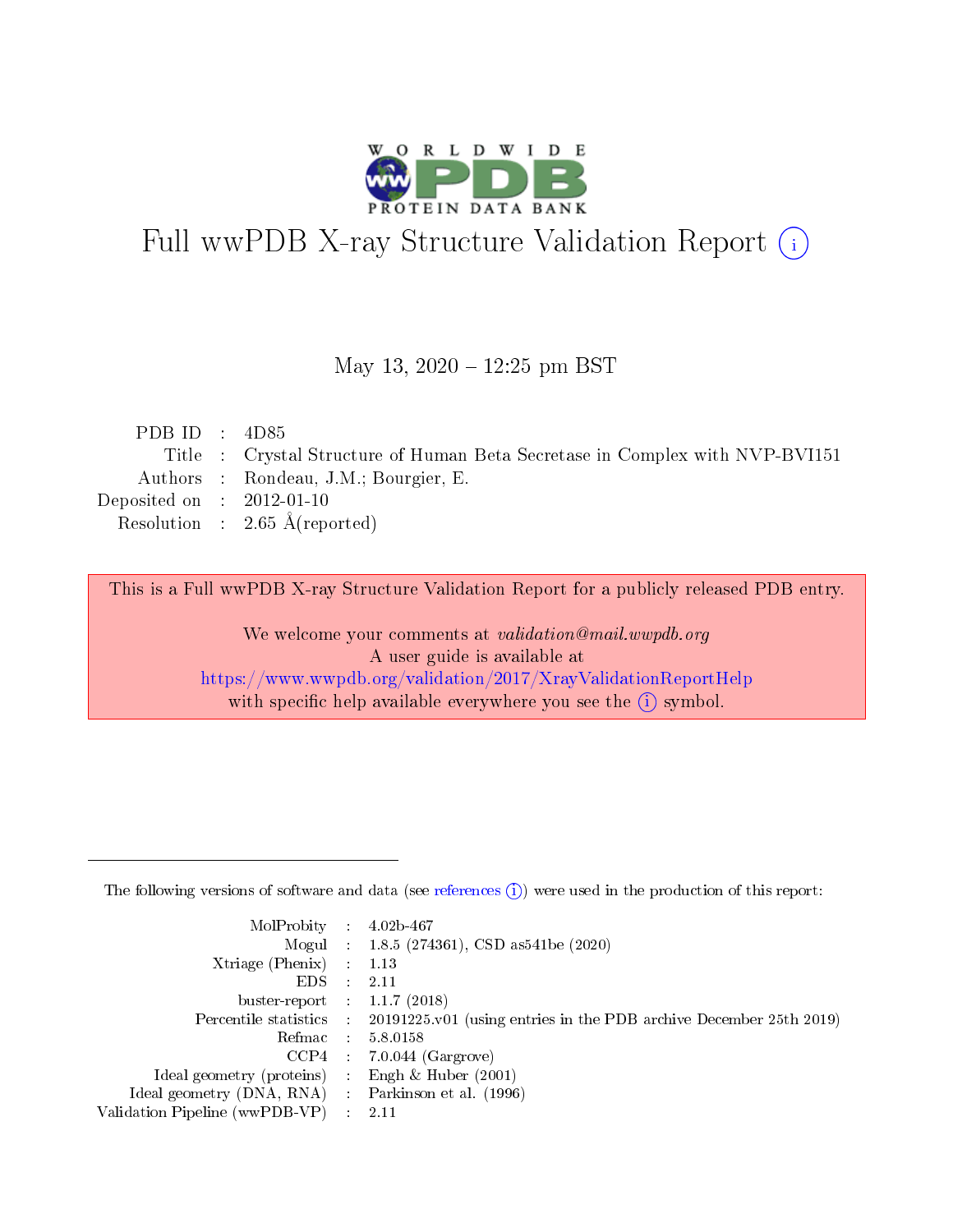# Full wwPDB X-ray Structure Validation Report (i)

May 13, 2020 – 12:25 pm BST

| | | |
|---|---|---|
| PDB ID | : | 4D85 |
| Title | : | Crystal Structure of Human Beta Secretase in Complex with NVP-BVI151 |
| Authors | : | Rondeau, J.M.; Bourgier, E. |
| Deposited on | : | 2012-01-10 |
| Resolution | : | 2.65 Å(reported) |

This is a Full wwPDB X-ray Structure Validation Report for a publicly released PDB entry.

We welcome your comments at *validation@mail.wwpdb.org*
A user guide is available at
https://www.wwpdb.org/validation/2017/XrayValidationReportHelp
with specific help available everywhere you see the (i) symbol.

---

The following versions of software and data (see references (i)) were used in the production of this report:

| | | |
|---|---|---|
| MolProbity | : | 4.02b-467 |
| Mogul | : | 1.8.5 (274361), CSD as541be (2020) |
| Xtriage (Phenix) | : | 1.13 |
| EDS | : | 2.11 |
| buster-report | : | 1.1.7 (2018) |
| Percentile statistics | : | 20191225.v01 (using entries in the PDB archive December 25th 2019) |
| Refmac | : | 5.8.0158 |
| CCP4 | : | 7.0.044 (Gargrove) |
| Ideal geometry (proteins) | : | Engh & Huber (2001) |
| Ideal geometry (DNA, RNA) | : | Parkinson et al. (1996) |
| Validation Pipeline (wwPDB-VP) | : | 2.11 |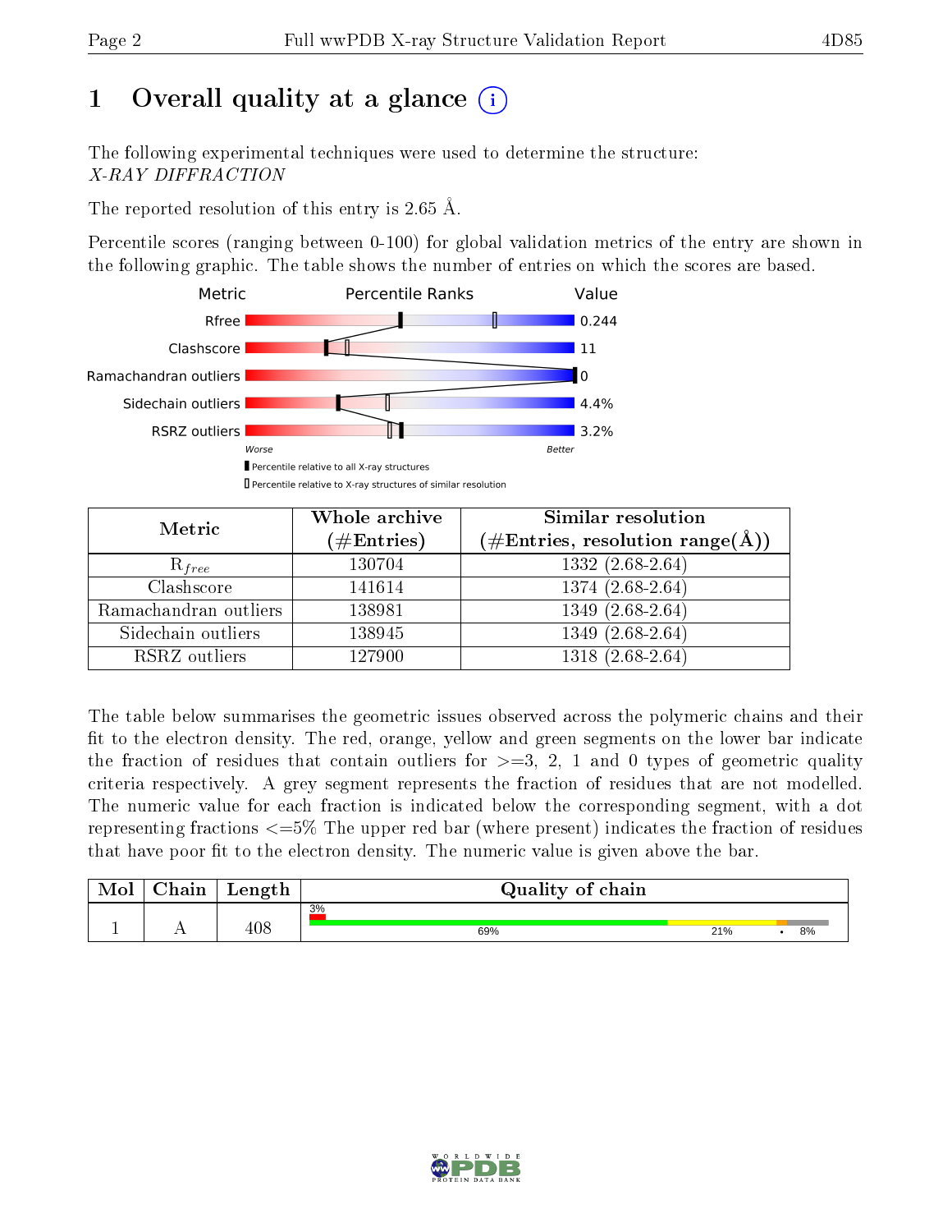# 1 Overall quality at a glance (i)

The following experimental techniques were used to determine the structure:
*X-RAY DIFFRACTION*

The reported resolution of this entry is 2.65 Å.

Percentile scores (ranging between 0-100) for global validation metrics of the entry are shown in the following graphic. The table shows the number of entries on which the scores are based.

| Metric | Value |
|---|---|
| Rfree | 0.244 |
| Clashscore | 11 |
| Ramachandran outliers | 0 |
| Sidechain outliers | 4.4% |
| RSRZ outliers | 3.2% |

▮ Percentile relative to all X-ray structures
▯ Percentile relative to X-ray structures of similar resolution

| Metric | Whole archive (#Entries) | Similar resolution (#Entries, resolution range(Å)) |
|---|---|---|
| $R_{free}$ | 130704 | 1332 (2.68-2.64) |
| Clashscore | 141614 | 1374 (2.68-2.64) |
| Ramachandran outliers | 138981 | 1349 (2.68-2.64) |
| Sidechain outliers | 138945 | 1349 (2.68-2.64) |
| RSRZ outliers | 127900 | 1318 (2.68-2.64) |

The table below summarises the geometric issues observed across the polymeric chains and their fit to the electron density. The red, orange, yellow and green segments on the lower bar indicate the fraction of residues that contain outliers for >=3, 2, 1 and 0 types of geometric quality criteria respectively. A grey segment represents the fraction of residues that are not modelled. The numeric value for each fraction is indicated below the corresponding segment, with a dot representing fractions <=5% The upper red bar (where present) indicates the fraction of residues that have poor fit to the electron density. The numeric value is given above the bar.

| Mol | Chain | Length | Quality of chain |
|---|---|---|---|
| 1 | A | 408 | 3% / 69% · 21% · • · 8% |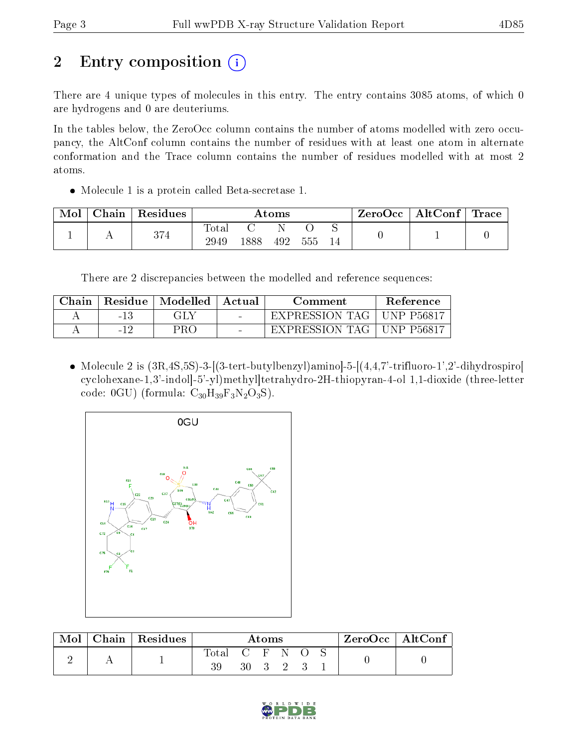# 2 Entry composition

There are 4 unique types of molecules in this entry. The entry contains 3085 atoms, of which 0 are hydrogens and 0 are deuteriums.

In the tables below, the ZeroOcc column contains the number of atoms modelled with zero occupancy, the AltConf column contains the number of residues with at least one atom in alternate conformation and the Trace column contains the number of residues modelled with at most 2 atoms.

- Molecule 1 is a protein called Beta-secretase 1.

| Mol | Chain | Residues | Atoms | | | | | ZeroOcc | AltConf | Trace |
|---|---|---|---|---|---|---|---|---|---|---|
| | | | Total | C | N | O | S | | | |
| 1 | A | 374 | 2949 | 1888 | 492 | 555 | 14 | 0 | 1 | 0 |

There are 2 discrepancies between the modelled and reference sequences:

| Chain | Residue | Modelled | Actual | Comment | Reference |
|---|---|---|---|---|---|
| A | -13 | GLY | - | EXPRESSION TAG | UNP P56817 |
| A | -12 | PRO | - | EXPRESSION TAG | UNP P56817 |

- Molecule 2 is (3R,4S,5S)-3-[(3-tert-butylbenzyl)amino]-5-[(4,4,7'-trifluoro-1',2'-dihydrospiro[cyclohexane-1,3'-indol]-5'-yl)methyl]tetrahydro-2H-thiopyran-4-ol 1,1-dioxide (three-letter code: 0GU) (formula: $C_{30}H_{39}F_3N_2O_3S$).

| Mol | Chain | Residues | Atoms | | | | | | ZeroOcc | AltConf |
|---|---|---|---|---|---|---|---|---|---|---|
| | | | Total | C | F | N | O | S | | |
| 2 | A | 1 | 39 | 30 | 3 | 2 | 3 | 1 | 0 | 0 |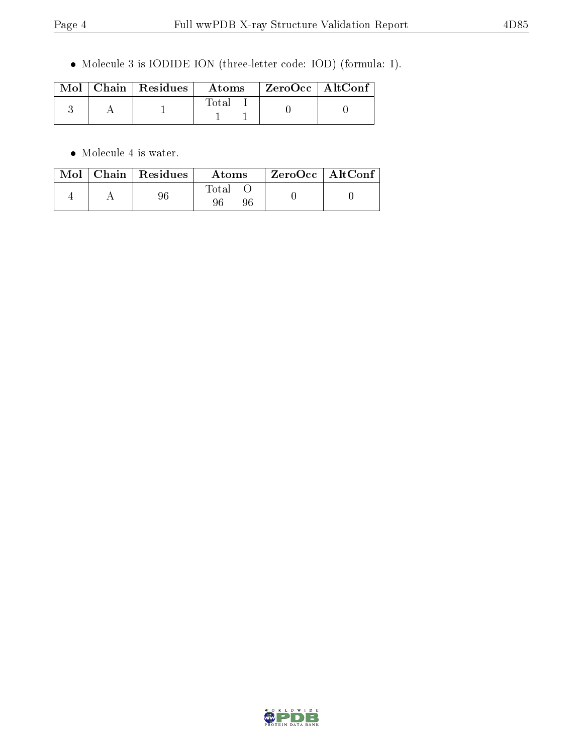- Molecule 3 is IODIDE ION (three-letter code: IOD) (formula: I).

| Mol | Chain | Residues | Atoms | ZeroOcc | AltConf |
|---|---|---|---|---|---|
| 3 | A | 1 | Total I<br>1 1 | 0 | 0 |

- Molecule 4 is water.

| Mol | Chain | Residues | Atoms | ZeroOcc | AltConf |
|---|---|---|---|---|---|
| 4 | A | 96 | Total O<br>96 96 | 0 | 0 |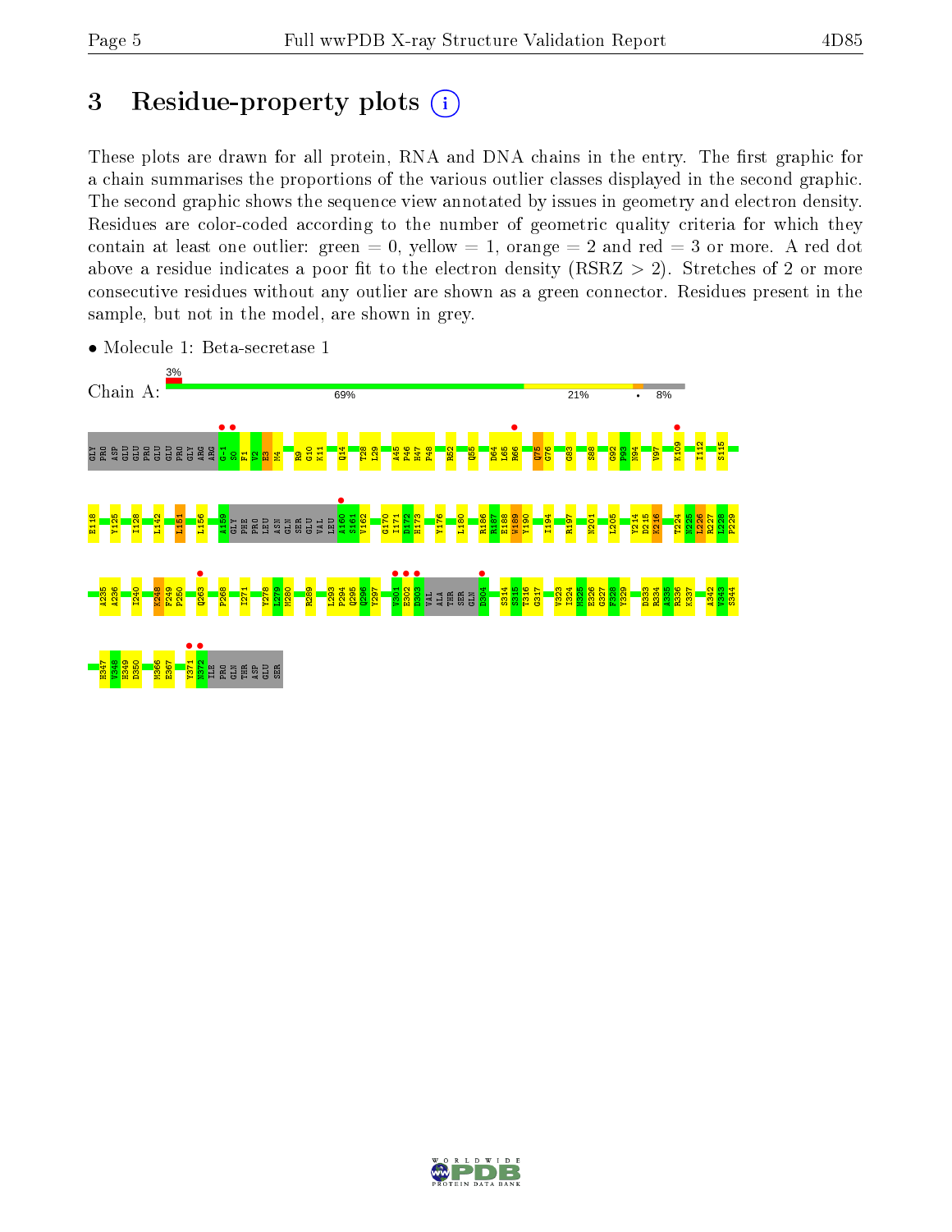# 3 Residue-property plots

These plots are drawn for all protein, RNA and DNA chains in the entry. The first graphic for a chain summarises the proportions of the various outlier classes displayed in the second graphic. The second graphic shows the sequence view annotated by issues in geometry and electron density. Residues are color-coded according to the number of geometric quality criteria for which they contain at least one outlier: green = 0, yellow = 1, orange = 2 and red = 3 or more. A red dot above a residue indicates a poor fit to the electron density (RSRZ > 2). Stretches of 2 or more consecutive residues without any outlier are shown as a green connector. Residues present in the sample, but not in the model, are shown in grey.

- Molecule 1: Beta-secretase 1

Chain A: 3% | 69% | 21% | • | 8%

GLY PHE ASP GLU GLU PRO GLU GLU PRO GLY ARG ARG G-1 S0 F1 V2 E3 M4 R9 G10 K11 Q14 T28 L29 A45 P46 H47 P48 R52 Q55 D64 L65 R66 Q75 G76 G83 S88 G92 F93 N94 V97 K109 I112 S115

E118 Y125 I128 L142 L151 L156 A159 GLY PHE PRO LEU ASN GLN SER GLU VAL LEU A160 S161 V162 G170 I171 D172 H173 Y176 L180 R186 R187 E188 W189 V190 I194 R197 N201 L205 Y214 D215 K216 T224 M225 L226 R227 L228 P229

A235 A236 I240 K248 F249 P250 Q263 P268 I271 Y278 L279 M280 R289 L293 F294 Q295 Q296 Y297 V301 E302 D303 VAL ALA THR SER GLN D304 S314 S315 T316 G317 V323 I324 M325 E326 G327 F328 Y329 D333 R334 A335 K336 K337 A342 V343 S344

H347 V348 H349 D350 M366 E367 Y371 N372 ILE PRO GLN THR ASP GLU SER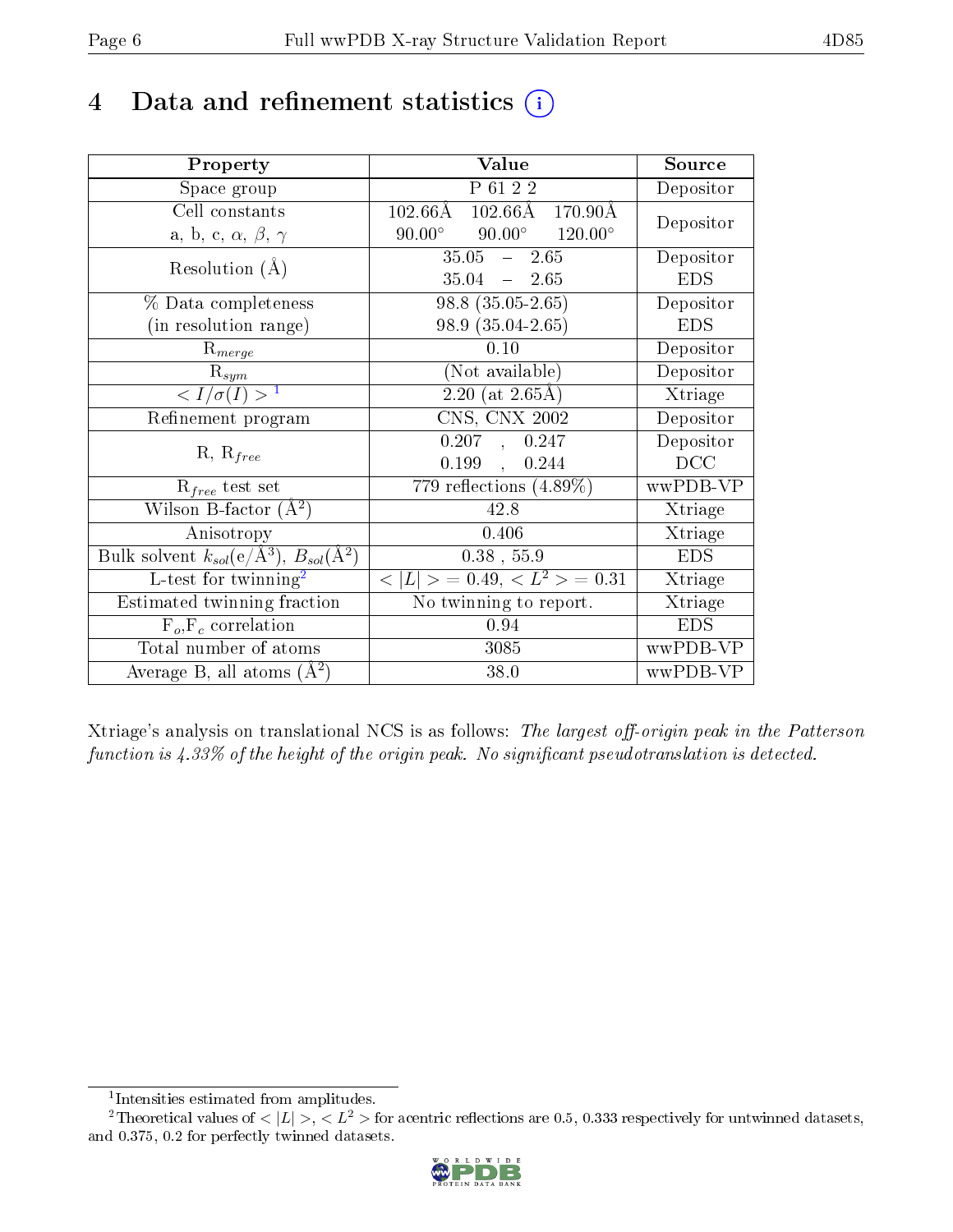# 4 Data and refinement statistics (i)

| Property | Value | Source |
|---|---|---|
| Space group | P 61 2 2 | Depositor |
| Cell constants<br>a, b, c, $\alpha$, $\beta$, $\gamma$ | 102.66Å 102.66Å 170.90Å<br>90.00° 90.00° 120.00° | Depositor |
| Resolution (Å) | 35.05 – 2.65<br>35.04 – 2.65 | Depositor<br>EDS |
| % Data completeness<br>(in resolution range) | 98.8 (35.05-2.65)<br>98.9 (35.04-2.65) | Depositor<br>EDS |
| $R_{merge}$ | 0.10 | Depositor |
| $R_{sym}$ | (Not available) | Depositor |
| $< I/\sigma(I) >$ [1] | 2.20 (at 2.65Å) | Xtriage |
| Refinement program | CNS, CNX 2002 | Depositor |
| R, $R_{free}$ | 0.207 , 0.247<br>0.199 , 0.244 | Depositor<br>DCC |
| $R_{free}$ test set | 779 reflections (4.89%) | wwPDB-VP |
| Wilson B-factor (Å$^2$) | 42.8 | Xtriage |
| Anisotropy | 0.406 | Xtriage |
| Bulk solvent $k_{sol}$(e/Å$^3$), $B_{sol}$(Å$^2$) | 0.38 , 55.9 | EDS |
| L-test for twinning[2] | $< \|L\| >$ = 0.49, $< L^2 >$ = 0.31 | Xtriage |
| Estimated twinning fraction | No twinning to report. | Xtriage |
| $F_o$,$F_c$ correlation | 0.94 | EDS |
| Total number of atoms | 3085 | wwPDB-VP |
| Average B, all atoms (Å$^2$) | 38.0 | wwPDB-VP |

Xtriage's analysis on translational NCS is as follows: *The largest off-origin peak in the Patterson function is 4.33% of the height of the origin peak. No significant pseudotranslation is detected.*

[1] Intensities estimated from amplitudes.

[2] Theoretical values of $< |L| >$, $< L^2 >$ for acentric reflections are 0.5, 0.333 respectively for untwinned datasets, and 0.375, 0.2 for perfectly twinned datasets.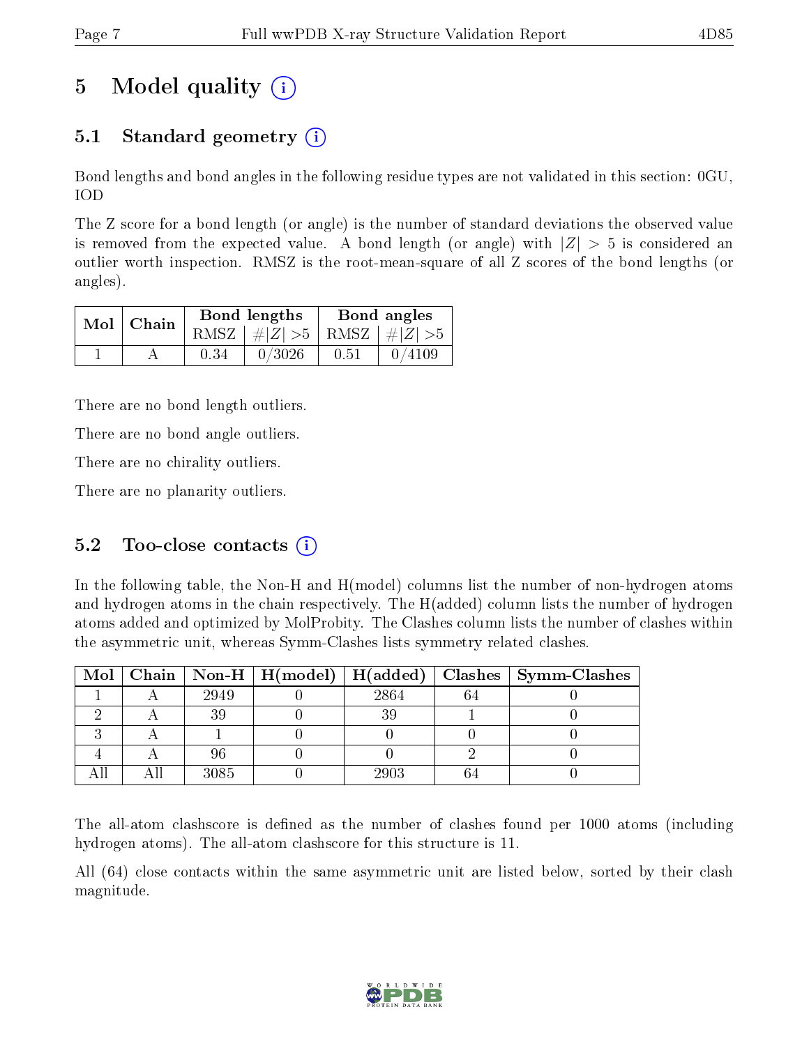# 5 Model quality

## 5.1 Standard geometry

Bond lengths and bond angles in the following residue types are not validated in this section: 0GU, IOD

The Z score for a bond length (or angle) is the number of standard deviations the observed value is removed from the expected value. A bond length (or angle) with $|Z| > 5$ is considered an outlier worth inspection. RMSZ is the root-mean-square of all Z scores of the bond lengths (or angles).

| Mol | Chain | Bond lengths | | Bond angles | |
|---|---|---|---|---|---|
| | | RMSZ | #\|Z\| >5 | RMSZ | #\|Z\| >5 |
| 1 | A | 0.34 | 0/3026 | 0.51 | 0/4109 |

There are no bond length outliers.

There are no bond angle outliers.

There are no chirality outliers.

There are no planarity outliers.

## 5.2 Too-close contacts

In the following table, the Non-H and H(model) columns list the number of non-hydrogen atoms and hydrogen atoms in the chain respectively. The H(added) column lists the number of hydrogen atoms added and optimized by MolProbity. The Clashes column lists the number of clashes within the asymmetric unit, whereas Symm-Clashes lists symmetry related clashes.

| Mol | Chain | Non-H | H(model) | H(added) | Clashes | Symm-Clashes |
|---|---|---|---|---|---|---|
| 1 | A | 2949 | 0 | 2864 | 64 | 0 |
| 2 | A | 39 | 0 | 39 | 1 | 0 |
| 3 | A | 1 | 0 | 0 | 0 | 0 |
| 4 | A | 96 | 0 | 0 | 2 | 0 |
| All | All | 3085 | 0 | 2903 | 64 | 0 |

The all-atom clashscore is defined as the number of clashes found per 1000 atoms (including hydrogen atoms). The all-atom clashscore for this structure is 11.

All (64) close contacts within the same asymmetric unit are listed below, sorted by their clash magnitude.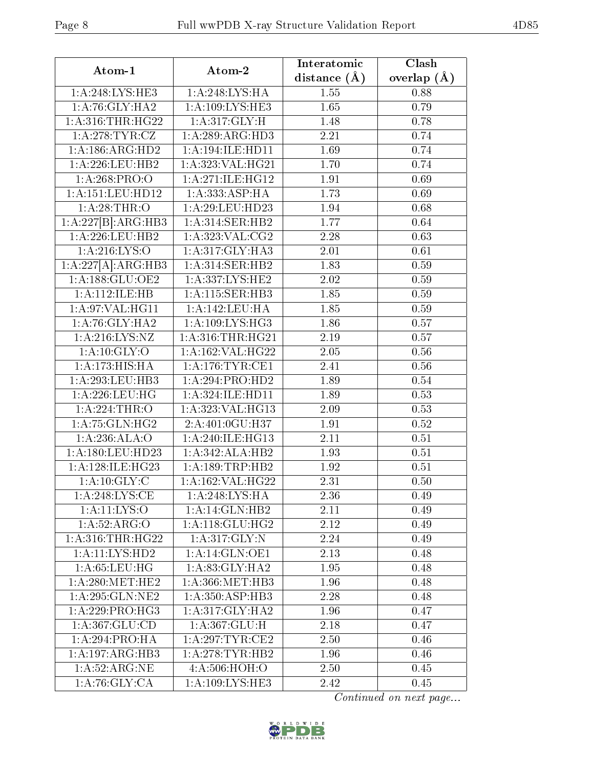| Atom-1 | Atom-2 | Interatomic distance (Å) | Clash overlap (Å) |
|---|---|---|---|
| 1:A:248:LYS:HE3 | 1:A:248:LYS:HA | 1.55 | 0.88 |
| 1:A:76:GLY:HA2 | 1:A:109:LYS:HE3 | 1.65 | 0.79 |
| 1:A:316:THR:HG22 | 1:A:317:GLY:H | 1.48 | 0.78 |
| 1:A:278:TYR:CZ | 1:A:289:ARG:HD3 | 2.21 | 0.74 |
| 1:A:186:ARG:HD2 | 1:A:194:ILE:HD11 | 1.69 | 0.74 |
| 1:A:226:LEU:HB2 | 1:A:323:VAL:HG21 | 1.70 | 0.74 |
| 1:A:268:PRO:O | 1:A:271:ILE:HG12 | 1.91 | 0.69 |
| 1:A:151:LEU:HD12 | 1:A:333:ASP:HA | 1.73 | 0.69 |
| 1:A:28:THR:O | 1:A:29:LEU:HD23 | 1.94 | 0.68 |
| 1:A:227[B]:ARG:HB3 | 1:A:314:SER:HB2 | 1.77 | 0.64 |
| 1:A:226:LEU:HB2 | 1:A:323:VAL:CG2 | 2.28 | 0.63 |
| 1:A:216:LYS:O | 1:A:317:GLY:HA3 | 2.01 | 0.61 |
| 1:A:227[A]:ARG:HB3 | 1:A:314:SER:HB2 | 1.83 | 0.59 |
| 1:A:188:GLU:OE2 | 1:A:337:LYS:HE2 | 2.02 | 0.59 |
| 1:A:112:ILE:HB | 1:A:115:SER:HB3 | 1.85 | 0.59 |
| 1:A:97:VAL:HG11 | 1:A:142:LEU:HA | 1.85 | 0.59 |
| 1:A:76:GLY:HA2 | 1:A:109:LYS:HG3 | 1.86 | 0.57 |
| 1:A:216:LYS:NZ | 1:A:316:THR:HG21 | 2.19 | 0.57 |
| 1:A:10:GLY:O | 1:A:162:VAL:HG22 | 2.05 | 0.56 |
| 1:A:173:HIS:HA | 1:A:176:TYR:CE1 | 2.41 | 0.56 |
| 1:A:293:LEU:HB3 | 1:A:294:PRO:HD2 | 1.89 | 0.54 |
| 1:A:226:LEU:HG | 1:A:324:ILE:HD11 | 1.89 | 0.53 |
| 1:A:224:THR:O | 1:A:323:VAL:HG13 | 2.09 | 0.53 |
| 1:A:75:GLN:HG2 | 2:A:401:0GU:H37 | 1.91 | 0.52 |
| 1:A:236:ALA:O | 1:A:240:ILE:HG13 | 2.11 | 0.51 |
| 1:A:180:LEU:HD23 | 1:A:342:ALA:HB2 | 1.93 | 0.51 |
| 1:A:128:ILE:HG23 | 1:A:189:TRP:HB2 | 1.92 | 0.51 |
| 1:A:10:GLY:C | 1:A:162:VAL:HG22 | 2.31 | 0.50 |
| 1:A:248:LYS:CE | 1:A:248:LYS:HA | 2.36 | 0.49 |
| 1:A:11:LYS:O | 1:A:14:GLN:HB2 | 2.11 | 0.49 |
| 1:A:52:ARG:O | 1:A:118:GLU:HG2 | 2.12 | 0.49 |
| 1:A:316:THR:HG22 | 1:A:317:GLY:N | 2.24 | 0.49 |
| 1:A:11:LYS:HD2 | 1:A:14:GLN:OE1 | 2.13 | 0.48 |
| 1:A:65:LEU:HG | 1:A:83:GLY:HA2 | 1.95 | 0.48 |
| 1:A:280:MET:HE2 | 1:A:366:MET:HB3 | 1.96 | 0.48 |
| 1:A:295:GLN:NE2 | 1:A:350:ASP:HB3 | 2.28 | 0.48 |
| 1:A:229:PRO:HG3 | 1:A:317:GLY:HA2 | 1.96 | 0.47 |
| 1:A:367:GLU:CD | 1:A:367:GLU:H | 2.18 | 0.47 |
| 1:A:294:PRO:HA | 1:A:297:TYR:CE2 | 2.50 | 0.46 |
| 1:A:197:ARG:HB3 | 1:A:278:TYR:HB2 | 1.96 | 0.46 |
| 1:A:52:ARG:NE | 4:A:506:HOH:O | 2.50 | 0.45 |
| 1:A:76:GLY:CA | 1:A:109:LYS:HE3 | 2.42 | 0.45 |

*Continued on next page...*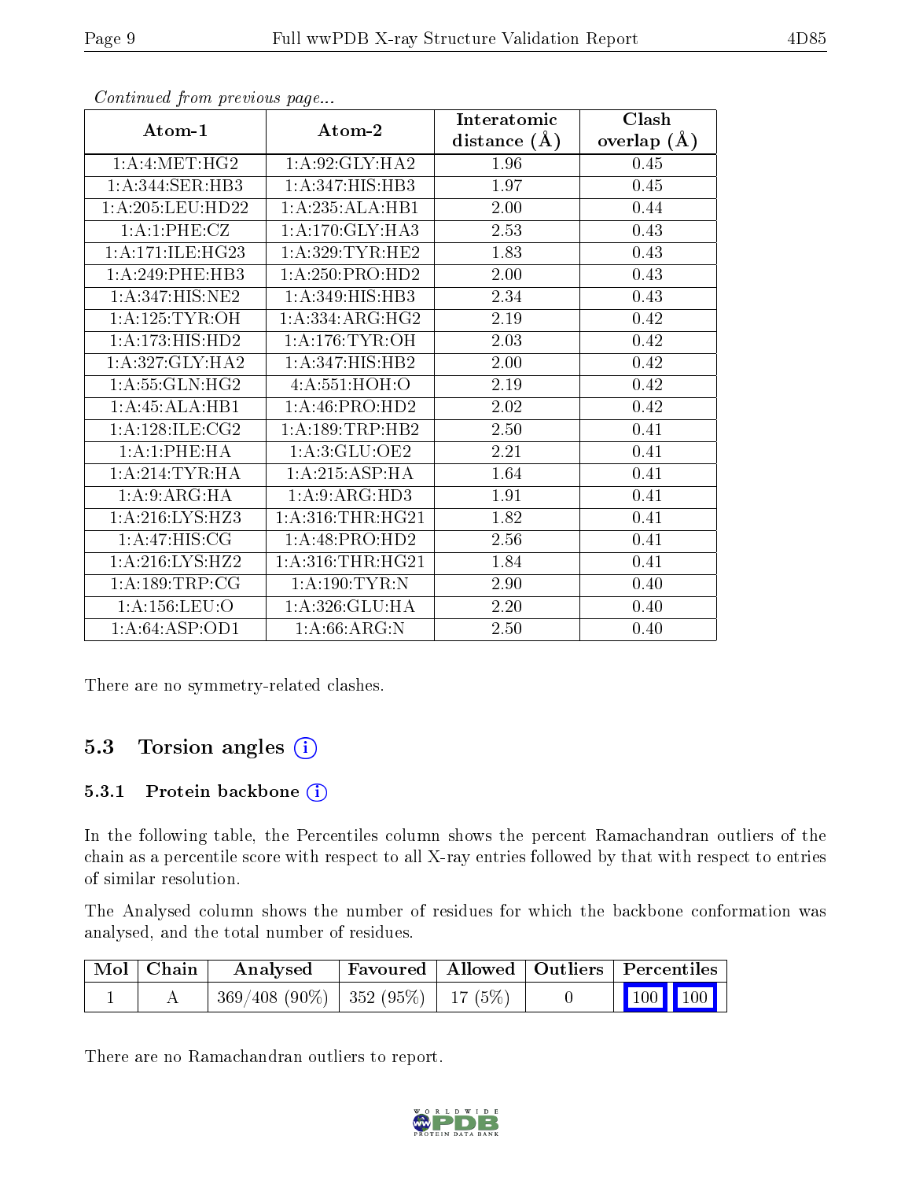*Continued from previous page...*

| Atom-1 | Atom-2 | Interatomic distance (Å) | Clash overlap (Å) |
|---|---|---|---|
| 1:A:4:MET:HG2 | 1:A:92:GLY:HA2 | 1.96 | 0.45 |
| 1:A:344:SER:HB3 | 1:A:347:HIS:HB3 | 1.97 | 0.45 |
| 1:A:205:LEU:HD22 | 1:A:235:ALA:HB1 | 2.00 | 0.44 |
| 1:A:1:PHE:CZ | 1:A:170:GLY:HA3 | 2.53 | 0.43 |
| 1:A:171:ILE:HG23 | 1:A:329:TYR:HE2 | 1.83 | 0.43 |
| 1:A:249:PHE:HB3 | 1:A:250:PRO:HD2 | 2.00 | 0.43 |
| 1:A:347:HIS:NE2 | 1:A:349:HIS:HB3 | 2.34 | 0.43 |
| 1:A:125:TYR:OH | 1:A:334:ARG:HG2 | 2.19 | 0.42 |
| 1:A:173:HIS:HD2 | 1:A:176:TYR:OH | 2.03 | 0.42 |
| 1:A:327:GLY:HA2 | 1:A:347:HIS:HB2 | 2.00 | 0.42 |
| 1:A:55:GLN:HG2 | 4:A:551:HOH:O | 2.19 | 0.42 |
| 1:A:45:ALA:HB1 | 1:A:46:PRO:HD2 | 2.02 | 0.42 |
| 1:A:128:ILE:CG2 | 1:A:189:TRP:HB2 | 2.50 | 0.41 |
| 1:A:1:PHE:HA | 1:A:3:GLU:OE2 | 2.21 | 0.41 |
| 1:A:214:TYR:HA | 1:A:215:ASP:HA | 1.64 | 0.41 |
| 1:A:9:ARG:HA | 1:A:9:ARG:HD3 | 1.91 | 0.41 |
| 1:A:216:LYS:HZ3 | 1:A:316:THR:HG21 | 1.82 | 0.41 |
| 1:A:47:HIS:CG | 1:A:48:PRO:HD2 | 2.56 | 0.41 |
| 1:A:216:LYS:HZ2 | 1:A:316:THR:HG21 | 1.84 | 0.41 |
| 1:A:189:TRP:CG | 1:A:190:TYR:N | 2.90 | 0.40 |
| 1:A:156:LEU:O | 1:A:326:GLU:HA | 2.20 | 0.40 |
| 1:A:64:ASP:OD1 | 1:A:66:ARG:N | 2.50 | 0.40 |

There are no symmetry-related clashes.

## 5.3 Torsion angles

### 5.3.1 Protein backbone

In the following table, the Percentiles column shows the percent Ramachandran outliers of the chain as a percentile score with respect to all X-ray entries followed by that with respect to entries of similar resolution.

The Analysed column shows the number of residues for which the backbone conformation was analysed, and the total number of residues.

| Mol | Chain | Analysed | Favoured | Allowed | Outliers | Percentiles |
|---|---|---|---|---|---|---|
| 1 | A | 369/408 (90%) | 352 (95%) | 17 (5%) | 0 | 100 100 |

There are no Ramachandran outliers to report.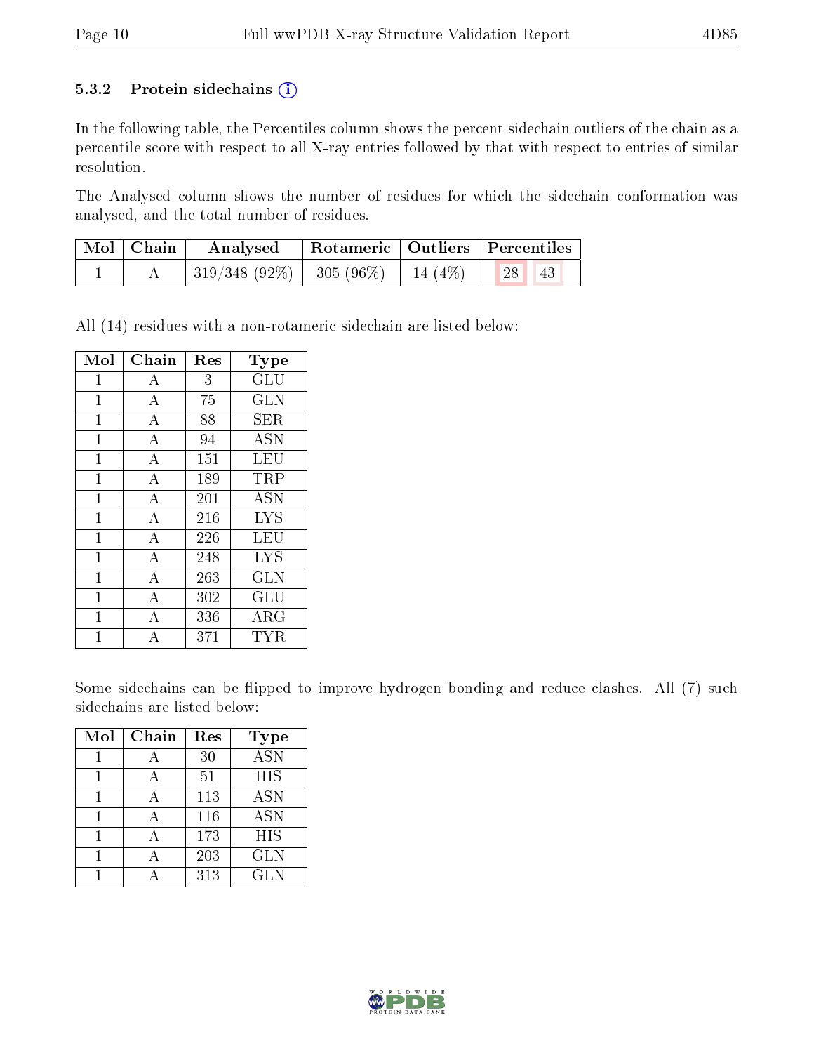### 5.3.2 Protein sidechains

In the following table, the Percentiles column shows the percent sidechain outliers of the chain as a percentile score with respect to all X-ray entries followed by that with respect to entries of similar resolution.

The Analysed column shows the number of residues for which the sidechain conformation was analysed, and the total number of residues.

| Mol | Chain | Analysed | Rotameric | Outliers | Percentiles |
|---|---|---|---|---|---|
| 1 | A | 319/348 (92%) | 305 (96%) | 14 (4%) | 28 43 |

All (14) residues with a non-rotameric sidechain are listed below:

| Mol | Chain | Res | Type |
|---|---|---|---|
| 1 | A | 3 | GLU |
| 1 | A | 75 | GLN |
| 1 | A | 88 | SER |
| 1 | A | 94 | ASN |
| 1 | A | 151 | LEU |
| 1 | A | 189 | TRP |
| 1 | A | 201 | ASN |
| 1 | A | 216 | LYS |
| 1 | A | 226 | LEU |
| 1 | A | 248 | LYS |
| 1 | A | 263 | GLN |
| 1 | A | 302 | GLU |
| 1 | A | 336 | ARG |
| 1 | A | 371 | TYR |

Some sidechains can be flipped to improve hydrogen bonding and reduce clashes. All (7) such sidechains are listed below:

| Mol | Chain | Res | Type |
|---|---|---|---|
| 1 | A | 30 | ASN |
| 1 | A | 51 | HIS |
| 1 | A | 113 | ASN |
| 1 | A | 116 | ASN |
| 1 | A | 173 | HIS |
| 1 | A | 203 | GLN |
| 1 | A | 313 | GLN |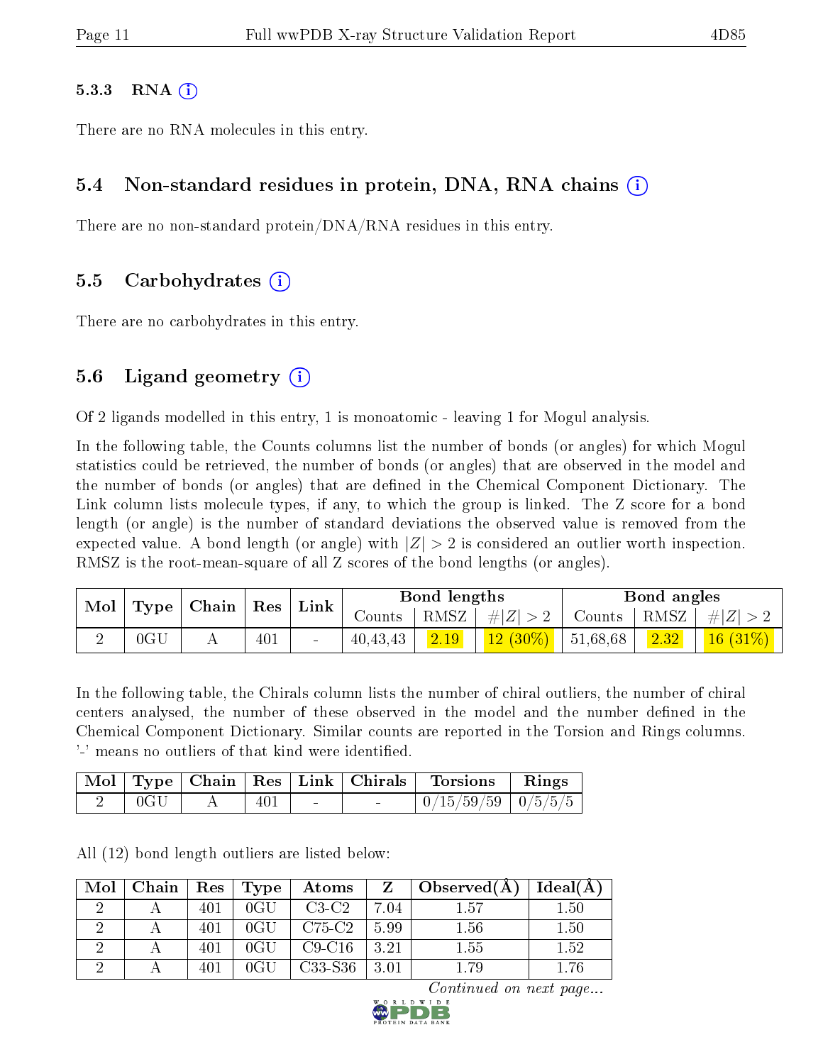### 5.3.3 RNA (i)

There are no RNA molecules in this entry.

## 5.4 Non-standard residues in protein, DNA, RNA chains (i)

There are no non-standard protein/DNA/RNA residues in this entry.

## 5.5 Carbohydrates (i)

There are no carbohydrates in this entry.

## 5.6 Ligand geometry (i)

Of 2 ligands modelled in this entry, 1 is monoatomic - leaving 1 for Mogul analysis.

In the following table, the Counts columns list the number of bonds (or angles) for which Mogul statistics could be retrieved, the number of bonds (or angles) that are observed in the model and the number of bonds (or angles) that are defined in the Chemical Component Dictionary. The Link column lists molecule types, if any, to which the group is linked. The Z score for a bond length (or angle) is the number of standard deviations the observed value is removed from the expected value. A bond length (or angle) with $|Z| > 2$ is considered an outlier worth inspection. RMSZ is the root-mean-square of all Z scores of the bond lengths (or angles).

| Mol | Type | Chain | Res | Link | Bond lengths | | | Bond angles | | |
|---|---|---|---|---|---|---|---|---|---|---|
| | | | | | Counts | RMSZ | #\|Z\| > 2 | Counts | RMSZ | #\|Z\| > 2 |
| 2 | 0GU | A | 401 | - | 40,43,43 | 2.19 | 12 (30%) | 51,68,68 | 2.32 | 16 (31%) |

In the following table, the Chirals column lists the number of chiral outliers, the number of chiral centers analysed, the number of these observed in the model and the number defined in the Chemical Component Dictionary. Similar counts are reported in the Torsion and Rings columns. '-' means no outliers of that kind were identified.

| Mol | Type | Chain | Res | Link | Chirals | Torsions | Rings |
|---|---|---|---|---|---|---|---|
| 2 | 0GU | A | 401 | - | - | 0/15/59/59 | 0/5/5/5 |

All (12) bond length outliers are listed below:

| Mol | Chain | Res | Type | Atoms | Z | Observed(Å) | Ideal(Å) |
|---|---|---|---|---|---|---|---|
| 2 | A | 401 | 0GU | C3-C2 | 7.04 | 1.57 | 1.50 |
| 2 | A | 401 | 0GU | C75-C2 | 5.99 | 1.56 | 1.50 |
| 2 | A | 401 | 0GU | C9-C16 | 3.21 | 1.55 | 1.52 |
| 2 | A | 401 | 0GU | C33-S36 | 3.01 | 1.79 | 1.76 |

*Continued on next page...*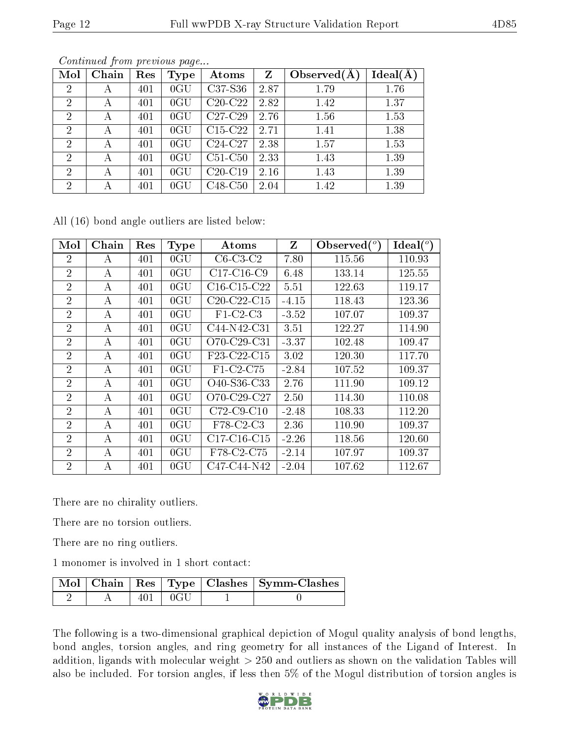*Continued from previous page...*

| Mol | Chain | Res | Type | Atoms | Z | Observed(Å) | Ideal(Å) |
|---|---|---|---|---|---|---|---|
| 2 | A | 401 | 0GU | C37-S36 | 2.87 | 1.79 | 1.76 |
| 2 | A | 401 | 0GU | C20-C22 | 2.82 | 1.42 | 1.37 |
| 2 | A | 401 | 0GU | C27-C29 | 2.76 | 1.56 | 1.53 |
| 2 | A | 401 | 0GU | C15-C22 | 2.71 | 1.41 | 1.38 |
| 2 | A | 401 | 0GU | C24-C27 | 2.38 | 1.57 | 1.53 |
| 2 | A | 401 | 0GU | C51-C50 | 2.33 | 1.43 | 1.39 |
| 2 | A | 401 | 0GU | C20-C19 | 2.16 | 1.43 | 1.39 |
| 2 | A | 401 | 0GU | C48-C50 | 2.04 | 1.42 | 1.39 |

All (16) bond angle outliers are listed below:

| Mol | Chain | Res | Type | Atoms | Z | Observed(°) | Ideal(°) |
|---|---|---|---|---|---|---|---|
| 2 | A | 401 | 0GU | C6-C3-C2 | 7.80 | 115.56 | 110.93 |
| 2 | A | 401 | 0GU | C17-C16-C9 | 6.48 | 133.14 | 125.55 |
| 2 | A | 401 | 0GU | C16-C15-C22 | 5.51 | 122.63 | 119.17 |
| 2 | A | 401 | 0GU | C20-C22-C15 | -4.15 | 118.43 | 123.36 |
| 2 | A | 401 | 0GU | F1-C2-C3 | -3.52 | 107.07 | 109.37 |
| 2 | A | 401 | 0GU | C44-N42-C31 | 3.51 | 122.27 | 114.90 |
| 2 | A | 401 | 0GU | O70-C29-C31 | -3.37 | 102.48 | 109.47 |
| 2 | A | 401 | 0GU | F23-C22-C15 | 3.02 | 120.30 | 117.70 |
| 2 | A | 401 | 0GU | F1-C2-C75 | -2.84 | 107.52 | 109.37 |
| 2 | A | 401 | 0GU | O40-S36-C33 | 2.76 | 111.90 | 109.12 |
| 2 | A | 401 | 0GU | O70-C29-C27 | 2.50 | 114.30 | 110.08 |
| 2 | A | 401 | 0GU | C72-C9-C10 | -2.48 | 108.33 | 112.20 |
| 2 | A | 401 | 0GU | F78-C2-C3 | 2.36 | 110.90 | 109.37 |
| 2 | A | 401 | 0GU | C17-C16-C15 | -2.26 | 118.56 | 120.60 |
| 2 | A | 401 | 0GU | F78-C2-C75 | -2.14 | 107.97 | 109.37 |
| 2 | A | 401 | 0GU | C47-C44-N42 | -2.04 | 107.62 | 112.67 |

There are no chirality outliers.

There are no torsion outliers.

There are no ring outliers.

1 monomer is involved in 1 short contact:

| Mol | Chain | Res | Type | Clashes | Symm-Clashes |
|---|---|---|---|---|---|
| 2 | A | 401 | 0GU | 1 | 0 |

The following is a two-dimensional graphical depiction of Mogul quality analysis of bond lengths, bond angles, torsion angles, and ring geometry for all instances of the Ligand of Interest. In addition, ligands with molecular weight > 250 and outliers as shown on the validation Tables will also be included. For torsion angles, if less then 5% of the Mogul distribution of torsion angles is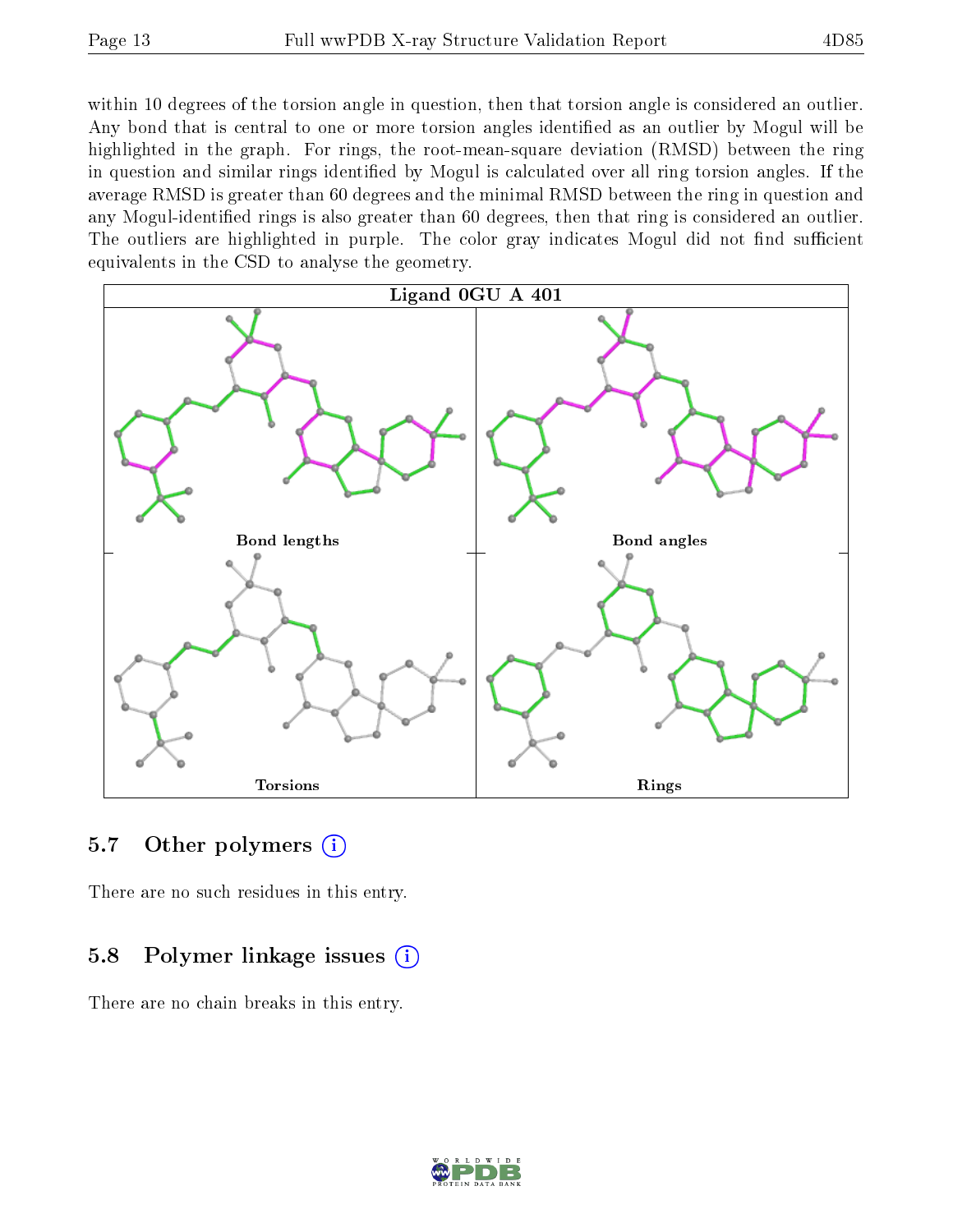within 10 degrees of the torsion angle in question, then that torsion angle is considered an outlier. Any bond that is central to one or more torsion angles identified as an outlier by Mogul will be highlighted in the graph. For rings, the root-mean-square deviation (RMSD) between the ring in question and similar rings identified by Mogul is calculated over all ring torsion angles. If the average RMSD is greater than 60 degrees and the minimal RMSD between the ring in question and any Mogul-identified rings is also greater than 60 degrees, then that ring is considered an outlier. The outliers are highlighted in purple. The color gray indicates Mogul did not find sufficient equivalents in the CSD to analyse the geometry.

Ligand 0GU A 401

Bond lengths

Bond angles

Torsions

Rings

## 5.7 Other polymers

There are no such residues in this entry.

## 5.8 Polymer linkage issues

There are no chain breaks in this entry.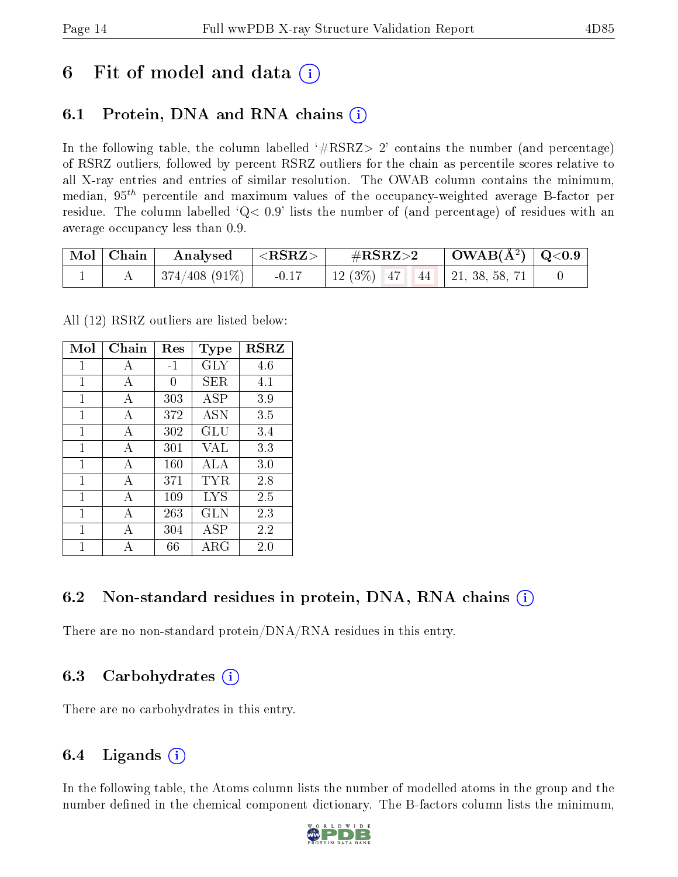# 6 Fit of model and data (i)

## 6.1 Protein, DNA and RNA chains (i)

In the following table, the column labelled '#RSRZ> 2' contains the number (and percentage) of RSRZ outliers, followed by percent RSRZ outliers for the chain as percentile scores relative to all X-ray entries and entries of similar resolution. The OWAB column contains the minimum, median, $95^{th}$ percentile and maximum values of the occupancy-weighted average B-factor per residue. The column labelled 'Q< 0.9' lists the number of (and percentage) of residues with an average occupancy less than 0.9.

| Mol | Chain | Analysed | <RSRZ> | #RSRZ>2 | | | OWAB(Å$^2$) | Q<0.9 |
|---|---|---|---|---|---|---|---|---|
| 1 | A | 374/408 (91%) | -0.17 | 12 (3%) | 47 | 44 | 21, 38, 58, 71 | 0 |

All (12) RSRZ outliers are listed below:

| Mol | Chain | Res | Type | RSRZ |
|---|---|---|---|---|
| 1 | A | -1 | GLY | 4.6 |
| 1 | A | 0 | SER | 4.1 |
| 1 | A | 303 | ASP | 3.9 |
| 1 | A | 372 | ASN | 3.5 |
| 1 | A | 302 | GLU | 3.4 |
| 1 | A | 301 | VAL | 3.3 |
| 1 | A | 160 | ALA | 3.0 |
| 1 | A | 371 | TYR | 2.8 |
| 1 | A | 109 | LYS | 2.5 |
| 1 | A | 263 | GLN | 2.3 |
| 1 | A | 304 | ASP | 2.2 |
| 1 | A | 66 | ARG | 2.0 |

## 6.2 Non-standard residues in protein, DNA, RNA chains (i)

There are no non-standard protein/DNA/RNA residues in this entry.

## 6.3 Carbohydrates (i)

There are no carbohydrates in this entry.

## 6.4 Ligands (i)

In the following table, the Atoms column lists the number of modelled atoms in the group and the number defined in the chemical component dictionary. The B-factors column lists the minimum,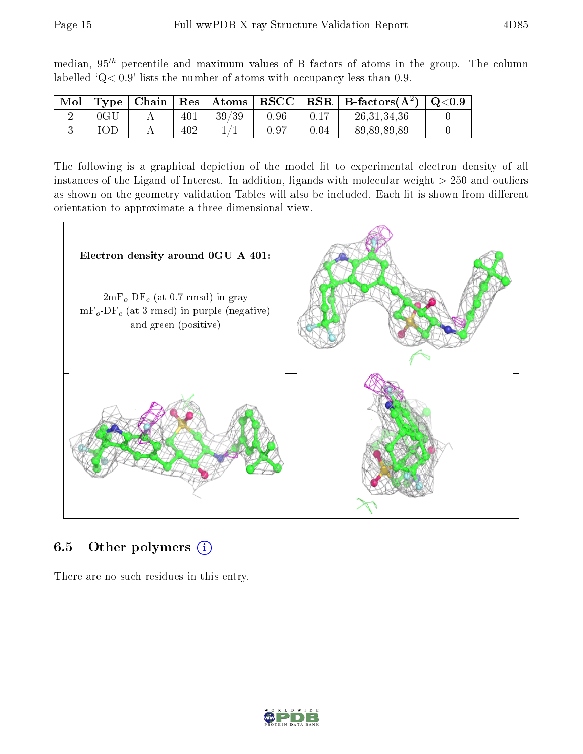median, $95^{th}$ percentile and maximum values of B factors of atoms in the group. The column labelled 'Q< 0.9' lists the number of atoms with occupancy less than 0.9.

| Mol | Type | Chain | Res | Atoms | RSCC | RSR | B-factors($Å^2$) | Q<0.9 |
|---|---|---|---|---|---|---|---|---|
| 2 | 0GU | A | 401 | 39/39 | 0.96 | 0.17 | 26,31,34,36 | 0 |
| 3 | IOD | A | 402 | 1/1 | 0.97 | 0.04 | 89,89,89,89 | 0 |

The following is a graphical depiction of the model fit to experimental electron density of all instances of the Ligand of Interest. In addition, ligands with molecular weight > 250 and outliers as shown on the geometry validation Tables will also be included. Each fit is shown from different orientation to approximate a three-dimensional view.

Electron density around 0GU A 401:

$2mF_o$-$DF_c$ (at 0.7 rmsd) in gray
$mF_o$-$DF_c$ (at 3 rmsd) in purple (negative) and green (positive)

## 6.5 Other polymers

There are no such residues in this entry.